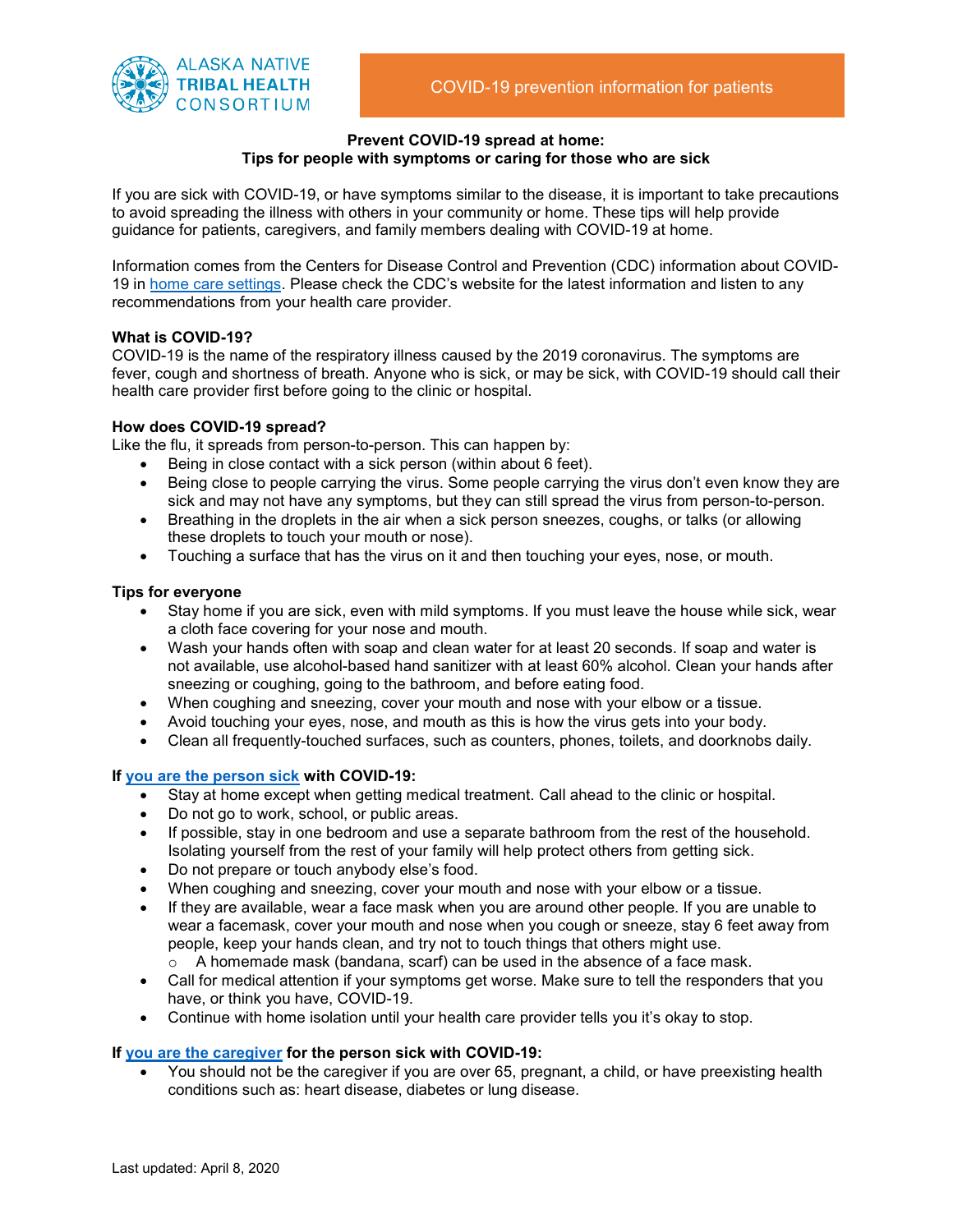ALASKA NATIVE TRIBAL HEALTH CONSORTIUM

COVID-19 prevention information for patients

## Prevent COVID-19 spread at home: Tips for people with symptoms or caring for those who are sick

If you are sick with COVID-19, or have symptoms similar to the disease, it is important to take precautions to avoid spreading the illness with others in your community or home. These tips will help provide guidance for patients, caregivers, and family members dealing with COVID-19 at home.

Information comes from the Centers for Disease Control and Prevention (CDC) information about COVID-19 in home care settings. Please check the CDC's website for the latest information and listen to any recommendations from your health care provider.

### What is COVID-19?

COVID-19 is the name of the respiratory illness caused by the 2019 coronavirus. The symptoms are fever, cough and shortness of breath. Anyone who is sick, or may be sick, with COVID-19 should call their health care provider first before going to the clinic or hospital.

### How does COVID-19 spread?

Like the flu, it spreads from person-to-person. This can happen by:

- Being in close contact with a sick person (within about 6 feet).
- Being close to people carrying the virus. Some people carrying the virus don't even know they are sick and may not have any symptoms, but they can still spread the virus from person-to-person.
- Breathing in the droplets in the air when a sick person sneezes, coughs, or talks (or allowing these droplets to touch your mouth or nose).
- Touching a surface that has the virus on it and then touching your eyes, nose, or mouth.

### Tips for everyone

- Stay home if you are sick, even with mild symptoms. If you must leave the house while sick, wear a cloth face covering for your nose and mouth.
- Wash your hands often with soap and clean water for at least 20 seconds. If soap and water is not available, use alcohol-based hand sanitizer with at least 60% alcohol. Clean your hands after sneezing or coughing, going to the bathroom, and before eating food.
- When coughing and sneezing, cover your mouth and nose with your elbow or a tissue.
- Avoid touching your eyes, nose, and mouth as this is how the virus gets into your body.
- Clean all frequently-touched surfaces, such as counters, phones, toilets, and doorknobs daily.

### If you are the person sick with COVID-19:

- Stay at home except when getting medical treatment. Call ahead to the clinic or hospital.
- Do not go to work, school, or public areas.
- If possible, stay in one bedroom and use a separate bathroom from the rest of the household. Isolating yourself from the rest of your family will help protect others from getting sick.
- Do not prepare or touch anybody else's food.
- When coughing and sneezing, cover your mouth and nose with your elbow or a tissue.
- If they are available, wear a face mask when you are around other people. If you are unable to wear a facemask, cover your mouth and nose when you cough or sneeze, stay 6 feet away from people, keep your hands clean, and try not to touch things that others might use.
  - A homemade mask (bandana, scarf) can be used in the absence of a face mask.
- Call for medical attention if your symptoms get worse. Make sure to tell the responders that you have, or think you have, COVID-19.
- Continue with home isolation until your health care provider tells you it's okay to stop.

### If you are the caregiver for the person sick with COVID-19:

- You should not be the caregiver if you are over 65, pregnant, a child, or have preexisting health conditions such as: heart disease, diabetes or lung disease.

Last updated: April 8, 2020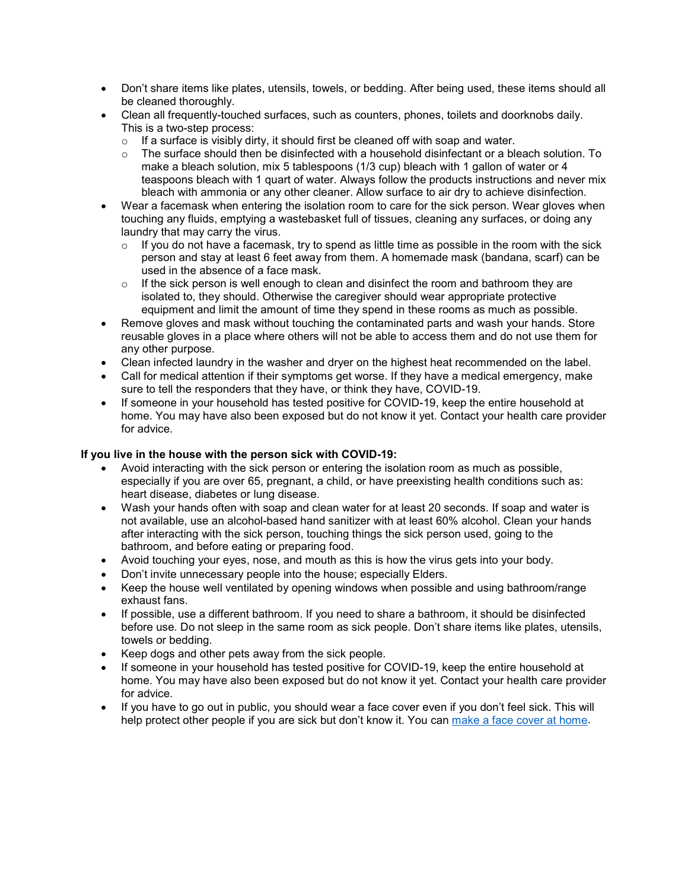- Don't share items like plates, utensils, towels, or bedding. After being used, these items should all be cleaned thoroughly.
- Clean all frequently-touched surfaces, such as counters, phones, toilets and doorknobs daily. This is a two-step process:
  - If a surface is visibly dirty, it should first be cleaned off with soap and water.
  - The surface should then be disinfected with a household disinfectant or a bleach solution. To make a bleach solution, mix 5 tablespoons (1/3 cup) bleach with 1 gallon of water or 4 teaspoons bleach with 1 quart of water. Always follow the products instructions and never mix bleach with ammonia or any other cleaner. Allow surface to air dry to achieve disinfection.
- Wear a facemask when entering the isolation room to care for the sick person. Wear gloves when touching any fluids, emptying a wastebasket full of tissues, cleaning any surfaces, or doing any laundry that may carry the virus.
  - If you do not have a facemask, try to spend as little time as possible in the room with the sick person and stay at least 6 feet away from them. A homemade mask (bandana, scarf) can be used in the absence of a face mask.
  - If the sick person is well enough to clean and disinfect the room and bathroom they are isolated to, they should. Otherwise the caregiver should wear appropriate protective equipment and limit the amount of time they spend in these rooms as much as possible.
- Remove gloves and mask without touching the contaminated parts and wash your hands. Store reusable gloves in a place where others will not be able to access them and do not use them for any other purpose.
- Clean infected laundry in the washer and dryer on the highest heat recommended on the label.
- Call for medical attention if their symptoms get worse. If they have a medical emergency, make sure to tell the responders that they have, or think they have, COVID-19.
- If someone in your household has tested positive for COVID-19, keep the entire household at home. You may have also been exposed but do not know it yet. Contact your health care provider for advice.

**If you live in the house with the person sick with COVID-19:**

- Avoid interacting with the sick person or entering the isolation room as much as possible, especially if you are over 65, pregnant, a child, or have preexisting health conditions such as: heart disease, diabetes or lung disease.
- Wash your hands often with soap and clean water for at least 20 seconds. If soap and water is not available, use an alcohol-based hand sanitizer with at least 60% alcohol. Clean your hands after interacting with the sick person, touching things the sick person used, going to the bathroom, and before eating or preparing food.
- Avoid touching your eyes, nose, and mouth as this is how the virus gets into your body.
- Don't invite unnecessary people into the house; especially Elders.
- Keep the house well ventilated by opening windows when possible and using bathroom/range exhaust fans.
- If possible, use a different bathroom. If you need to share a bathroom, it should be disinfected before use. Do not sleep in the same room as sick people. Don't share items like plates, utensils, towels or bedding.
- Keep dogs and other pets away from the sick people.
- If someone in your household has tested positive for COVID-19, keep the entire household at home. You may have also been exposed but do not know it yet. Contact your health care provider for advice.
- If you have to go out in public, you should wear a face cover even if you don't feel sick. This will help protect other people if you are sick but don't know it. You can make a face cover at home.